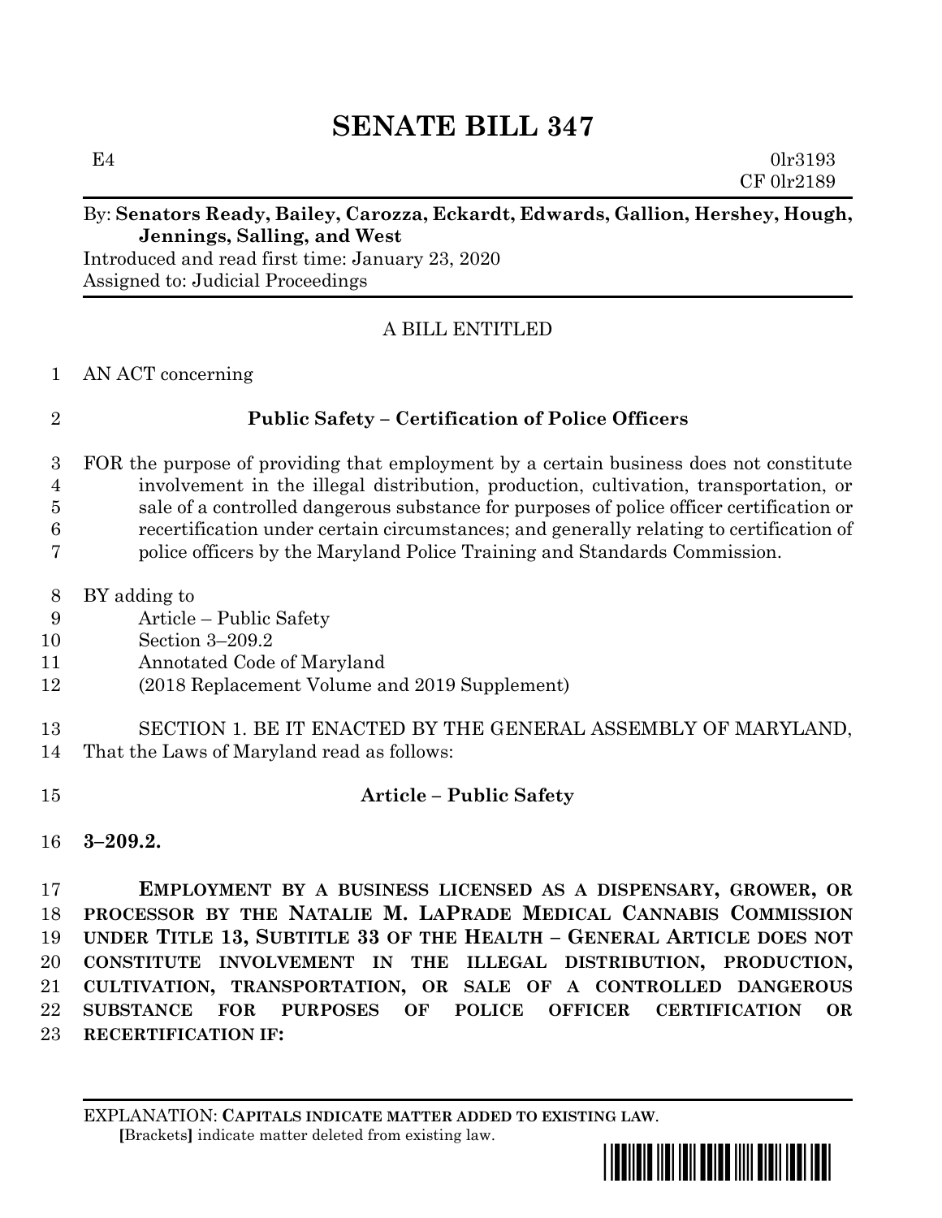# SENATE BILL 347

E4 0lr3193
CF 0lr2189

By: **Senators Ready, Bailey, Carozza, Eckardt, Edwards, Gallion, Hershey, Hough, Jennings, Salling, and West**
Introduced and read first time: January 23, 2020
Assigned to: Judicial Proceedings

A BILL ENTITLED

1 AN ACT concerning

2 **Public Safety – Certification of Police Officers**

3 FOR the purpose of providing that employment by a certain business does not constitute
4 involvement in the illegal distribution, production, cultivation, transportation, or
5 sale of a controlled dangerous substance for purposes of police officer certification or
6 recertification under certain circumstances; and generally relating to certification of
7 police officers by the Maryland Police Training and Standards Commission.

8 BY adding to
9 Article – Public Safety
10 Section 3–209.2
11 Annotated Code of Maryland
12 (2018 Replacement Volume and 2019 Supplement)

13 SECTION 1. BE IT ENACTED BY THE GENERAL ASSEMBLY OF MARYLAND,
14 That the Laws of Maryland read as follows:

15 **Article – Public Safety**

16 **3–209.2.**

17 **EMPLOYMENT BY A BUSINESS LICENSED AS A DISPENSARY, GROWER, OR**
18 **PROCESSOR BY THE NATALIE M. LAPRADE MEDICAL CANNABIS COMMISSION**
19 **UNDER TITLE 13, SUBTITLE 33 OF THE HEALTH – GENERAL ARTICLE DOES NOT**
20 **CONSTITUTE INVOLVEMENT IN THE ILLEGAL DISTRIBUTION, PRODUCTION,**
21 **CULTIVATION, TRANSPORTATION, OR SALE OF A CONTROLLED DANGEROUS**
22 **SUBSTANCE FOR PURPOSES OF POLICE OFFICER CERTIFICATION OR**
23 **RECERTIFICATION IF:**

EXPLANATION: **CAPITALS INDICATE MATTER ADDED TO EXISTING LAW.**
**[**Brackets**]** indicate matter deleted from existing law.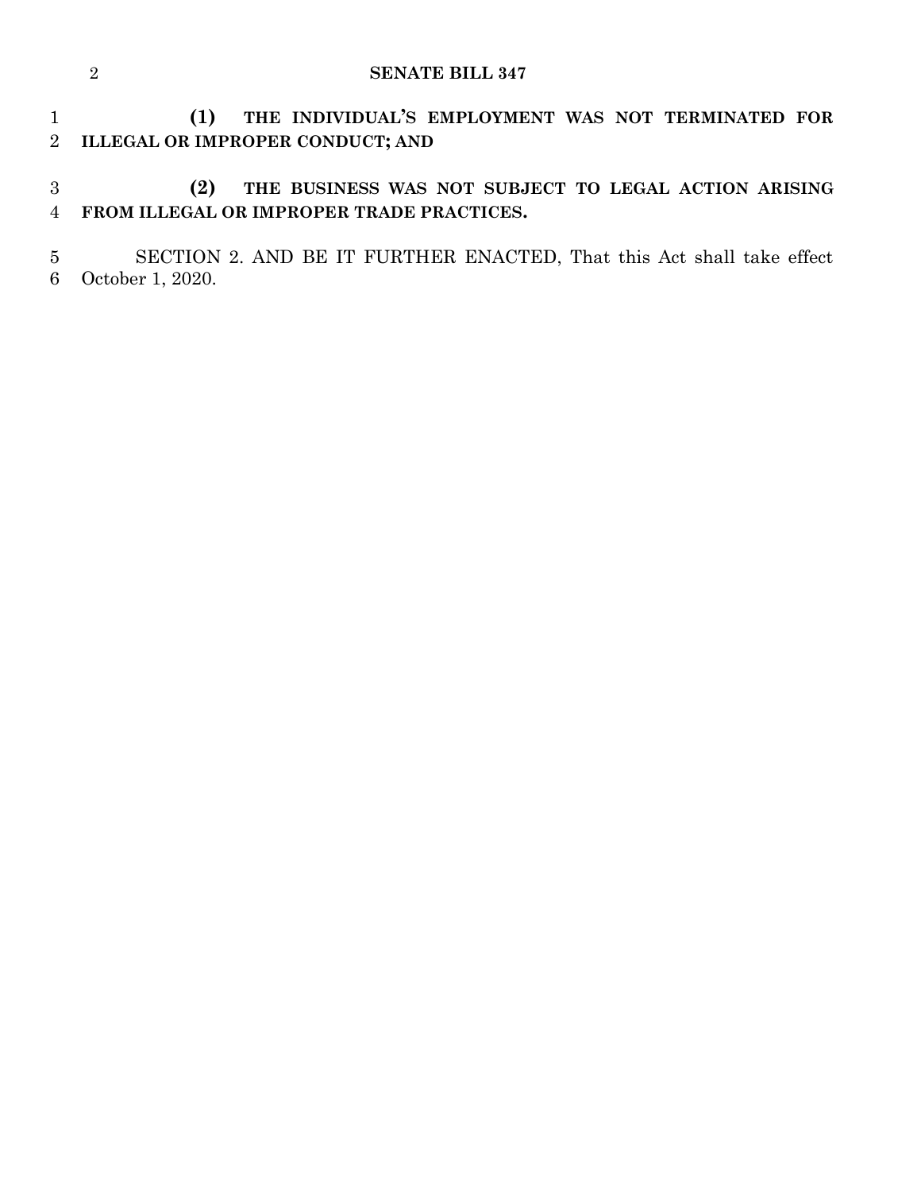**(1) THE INDIVIDUAL'S EMPLOYMENT WAS NOT TERMINATED FOR ILLEGAL OR IMPROPER CONDUCT; AND**

**(2) THE BUSINESS WAS NOT SUBJECT TO LEGAL ACTION ARISING FROM ILLEGAL OR IMPROPER TRADE PRACTICES.**

SECTION 2. AND BE IT FURTHER ENACTED, That this Act shall take effect October 1, 2020.